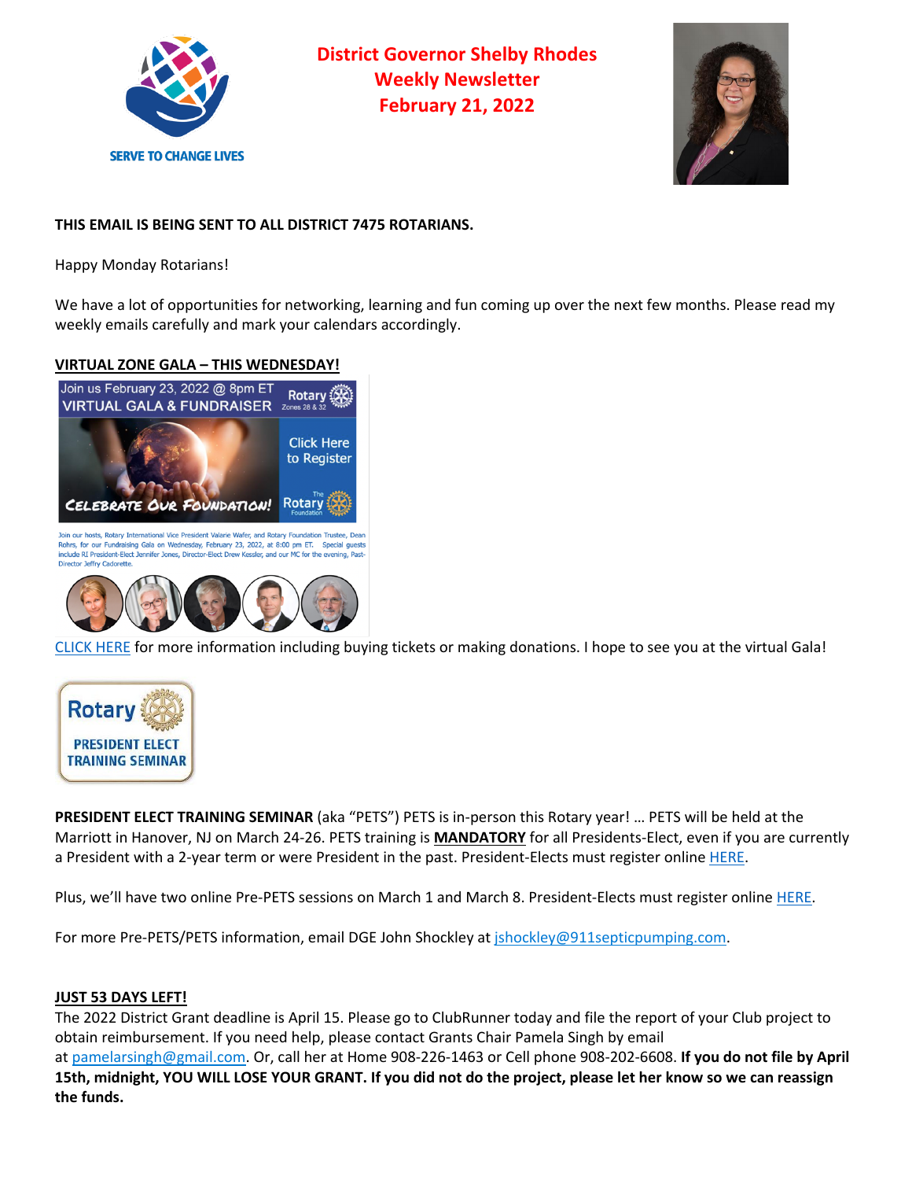SERVE TO CHANGE LIVES

# District Governor Shelby Rhodes Weekly Newsletter February 21, 2022

**THIS EMAIL IS BEING SENT TO ALL DISTRICT 7475 ROTARIANS.**

Happy Monday Rotarians!

We have a lot of opportunities for networking, learning and fun coming up over the next few months. Please read my weekly emails carefully and mark your calendars accordingly.

## VIRTUAL ZONE GALA – THIS WEDNESDAY!

Join us February 23, 2022 @ 8pm ET
VIRTUAL GALA & FUNDRAISER

Rotary Zones 28 & 32

Click Here to Register

CELEBRATE OUR FOUNDATION!

The Rotary Foundation

Join our hosts, Rotary International Vice President Valarie Wafer, and Rotary Foundation Trustee, Dean Rohrs, for our Fundraising Gala on Wednesday, February 23, 2022, at 8:00 pm ET. Special guests include RI President-Elect Jennifer Jones, Director-Elect Drew Kessler, and our MC for the evening, Past-Director Jeffry Cadorette.

CLICK HERE for more information including buying tickets or making donations. I hope to see you at the virtual Gala!

Rotary
PRESIDENT ELECT TRAINING SEMINAR

**PRESIDENT ELECT TRAINING SEMINAR** (aka "PETS") PETS is in-person this Rotary year! … PETS will be held at the Marriott in Hanover, NJ on March 24-26. PETS training is **MANDATORY** for all Presidents-Elect, even if you are currently a President with a 2-year term or were President in the past. President-Elects must register online HERE.

Plus, we'll have two online Pre-PETS sessions on March 1 and March 8. President-Elects must register online HERE.

For more Pre-PETS/PETS information, email DGE John Shockley at jshockley@911septicpumping.com.

## JUST 53 DAYS LEFT!

The 2022 District Grant deadline is April 15. Please go to ClubRunner today and file the report of your Club project to obtain reimbursement. If you need help, please contact Grants Chair Pamela Singh by email at pamelarsingh@gmail.com. Or, call her at Home 908-226-1463 or Cell phone 908-202-6608. **If you do not file by April 15th, midnight, YOU WILL LOSE YOUR GRANT. If you did not do the project, please let her know so we can reassign the funds.**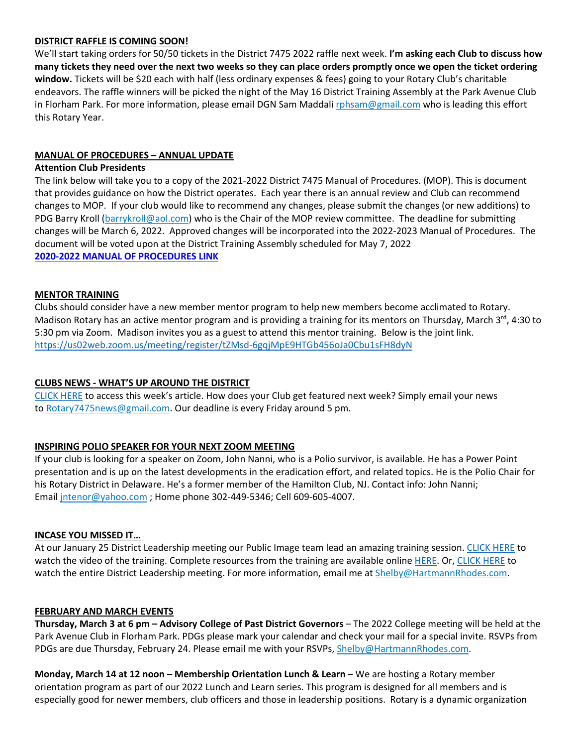**DISTRICT RAFFLE IS COMING SOON!**

We'll start taking orders for 50/50 tickets in the District 7475 2022 raffle next week. **I'm asking each Club to discuss how many tickets they need over the next two weeks so they can place orders promptly once we open the ticket ordering window.** Tickets will be $20 each with half (less ordinary expenses & fees) going to your Rotary Club's charitable endeavors. The raffle winners will be picked the night of the May 16 District Training Assembly at the Park Avenue Club in Florham Park. For more information, please email DGN Sam Maddali rphsam@gmail.com who is leading this effort this Rotary Year.

**MANUAL OF PROCEDURES – ANNUAL UPDATE**

**Attention Club Presidents**

The link below will take you to a copy of the 2021-2022 District 7475 Manual of Procedures. (MOP). This is document that provides guidance on how the District operates. Each year there is an annual review and Club can recommend changes to MOP. If your club would like to recommend any changes, please submit the changes (or new additions) to PDG Barry Kroll (barrykroll@aol.com) who is the Chair of the MOP review committee. The deadline for submitting changes will be March 6, 2022. Approved changes will be incorporated into the 2022-2023 Manual of Procedures. The document will be voted upon at the District Training Assembly scheduled for May 7, 2022

**2020-2022 MANUAL OF PROCEDURES LINK**

**MENTOR TRAINING**

Clubs should consider have a new member mentor program to help new members become acclimated to Rotary. Madison Rotary has an active mentor program and is providing a training for its mentors on Thursday, March 3rd, 4:30 to 5:30 pm via Zoom. Madison invites you as a guest to attend this mentor training. Below is the joint link.
https://us02web.zoom.us/meeting/register/tZMsd-6gqjMpE9HTGb456oJa0Cbu1sFH8dyN

**CLUBS NEWS - WHAT'S UP AROUND THE DISTRICT**

CLICK HERE to access this week's article. How does your Club get featured next week? Simply email your news to Rotary7475news@gmail.com. Our deadline is every Friday around 5 pm.

**INSPIRING POLIO SPEAKER FOR YOUR NEXT ZOOM MEETING**

If your club is looking for a speaker on Zoom, John Nanni, who is a Polio survivor, is available. He has a Power Point presentation and is up on the latest developments in the eradication effort, and related topics. He is the Polio Chair for his Rotary District in Delaware. He's a former member of the Hamilton Club, NJ. Contact info: John Nanni; Email jntenor@yahoo.com ; Home phone 302-449-5346; Cell 609-605-4007.

**INCASE YOU MISSED IT…**

At our January 25 District Leadership meeting our Public Image team lead an amazing training session. CLICK HERE to watch the video of the training. Complete resources from the training are available online HERE. Or, CLICK HERE to watch the entire District Leadership meeting. For more information, email me at Shelby@HartmannRhodes.com.

**FEBRUARY AND MARCH EVENTS**

**Thursday, March 3 at 6 pm – Advisory College of Past District Governors** – The 2022 College meeting will be held at the Park Avenue Club in Florham Park. PDGs please mark your calendar and check your mail for a special invite. RSVPs from PDGs are due Thursday, February 24. Please email me with your RSVPs, Shelby@HartmannRhodes.com.

**Monday, March 14 at 12 noon – Membership Orientation Lunch & Learn** – We are hosting a Rotary member orientation program as part of our 2022 Lunch and Learn series. This program is designed for all members and is especially good for newer members, club officers and those in leadership positions. Rotary is a dynamic organization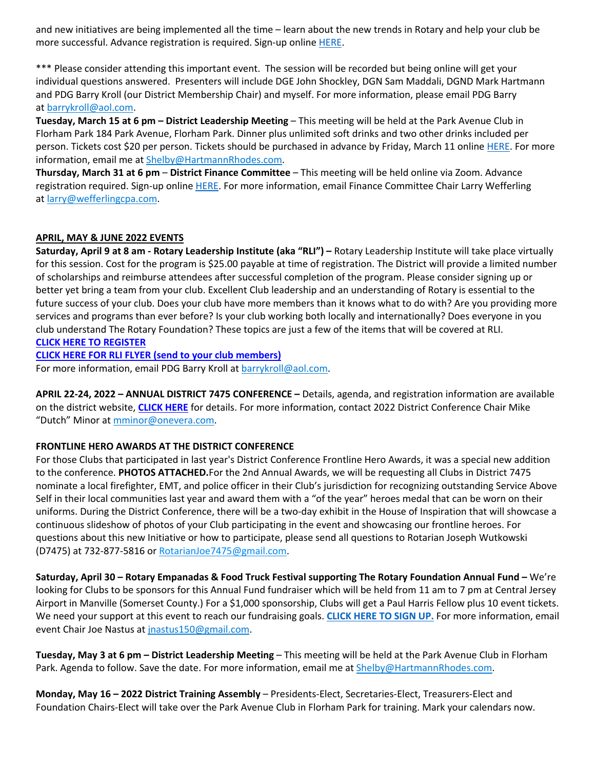and new initiatives are being implemented all the time – learn about the new trends in Rotary and help your club be more successful. Advance registration is required. Sign-up online [HERE](#).

*** Please consider attending this important event. The session will be recorded but being online will get your individual questions answered. Presenters will include DGE John Shockley, DGN Sam Maddali, DGND Mark Hartmann and PDG Barry Kroll (our District Membership Chair) and myself. For more information, please email PDG Barry at barrykroll@aol.com.

**Tuesday, March 15 at 6 pm – District Leadership Meeting** – This meeting will be held at the Park Avenue Club in Florham Park 184 Park Avenue, Florham Park. Dinner plus unlimited soft drinks and two other drinks included per person. Tickets cost $20 per person. Tickets should be purchased in advance by Friday, March 11 online [HERE](#). For more information, email me at Shelby@HartmannRhodes.com.

**Thursday, March 31 at 6 pm** – **District Finance Committee** – This meeting will be held online via Zoom. Advance registration required. Sign-up online [HERE](#). For more information, email Finance Committee Chair Larry Wefferling at larry@wefferlingcpa.com.

## APRIL, MAY & JUNE 2022 EVENTS

**Saturday, April 9 at 8 am - Rotary Leadership Institute (aka "RLI") –** Rotary Leadership Institute will take place virtually for this session. Cost for the program is $25.00 payable at time of registration. The District will provide a limited number of scholarships and reimburse attendees after successful completion of the program. Please consider signing up or better yet bring a team from your club. Excellent Club leadership and an understanding of Rotary is essential to the future success of your club. Does your club have more members than it knows what to do with? Are you providing more services and programs than ever before? Is your club working both locally and internationally? Does everyone in you club understand The Rotary Foundation? These topics are just a few of the items that will be covered at RLI.

**[CLICK HERE TO REGISTER](#)**

**[CLICK HERE FOR RLI FLYER (send to your club members)](#)**

For more information, email PDG Barry Kroll at barrykroll@aol.com.

**APRIL 22-24, 2022 – ANNUAL DISTRICT 7475 CONFERENCE –** Details, agenda, and registration information are available on the district website, **[CLICK HERE](#)** for details. For more information, contact 2022 District Conference Chair Mike "Dutch" Minor at mminor@onevera.com.

**FRONTLINE HERO AWARDS AT THE DISTRICT CONFERENCE**

For those Clubs that participated in last year's District Conference Frontline Hero Awards, it was a special new addition to the conference. **PHOTOS ATTACHED.**For the 2nd Annual Awards, we will be requesting all Clubs in District 7475 nominate a local firefighter, EMT, and police officer in their Club's jurisdiction for recognizing outstanding Service Above Self in their local communities last year and award them with a "of the year" heroes medal that can be worn on their uniforms. During the District Conference, there will be a two-day exhibit in the House of Inspiration that will showcase a continuous slideshow of photos of your Club participating in the event and showcasing our frontline heroes. For questions about this new Initiative or how to participate, please send all questions to Rotarian Joseph Wutkowski (D7475) at 732-877-5816 or RotarianJoe7475@gmail.com.

**Saturday, April 30 – Rotary Empanadas & Food Truck Festival supporting The Rotary Foundation Annual Fund –** We're looking for Clubs to be sponsors for this Annual Fund fundraiser which will be held from 11 am to 7 pm at Central Jersey Airport in Manville (Somerset County.) For a $1,000 sponsorship, Clubs will get a Paul Harris Fellow plus 10 event tickets. We need your support at this event to reach our fundraising goals. **[CLICK HERE TO SIGN UP.](#)** For more information, email event Chair Joe Nastus at jnastus150@gmail.com.

**Tuesday, May 3 at 6 pm – District Leadership Meeting** – This meeting will be held at the Park Avenue Club in Florham Park. Agenda to follow. Save the date. For more information, email me at Shelby@HartmannRhodes.com.

**Monday, May 16 – 2022 District Training Assembly** – Presidents-Elect, Secretaries-Elect, Treasurers-Elect and Foundation Chairs-Elect will take over the Park Avenue Club in Florham Park for training. Mark your calendars now.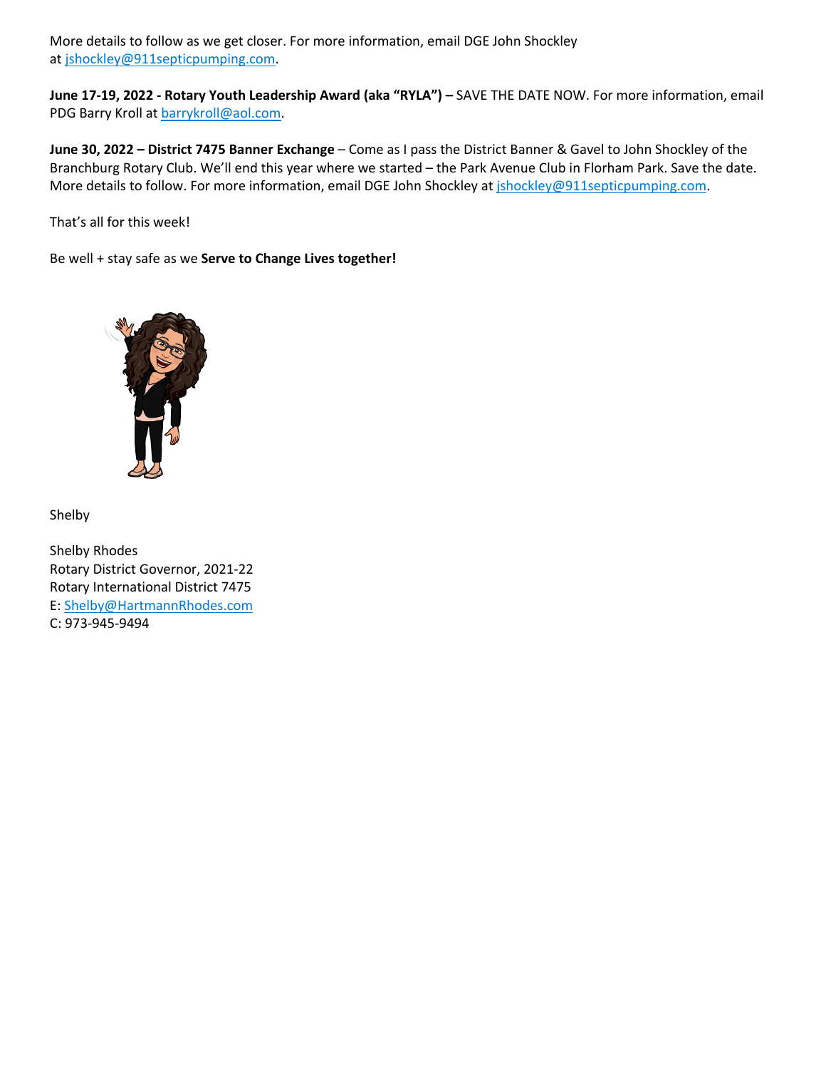More details to follow as we get closer. For more information, email DGE John Shockley at jshockley@911septicpumping.com.

**June 17-19, 2022 - Rotary Youth Leadership Award (aka "RYLA") –** SAVE THE DATE NOW. For more information, email PDG Barry Kroll at barrykroll@aol.com.

**June 30, 2022 – District 7475 Banner Exchange** – Come as I pass the District Banner & Gavel to John Shockley of the Branchburg Rotary Club. We'll end this year where we started – the Park Avenue Club in Florham Park. Save the date. More details to follow. For more information, email DGE John Shockley at jshockley@911septicpumping.com.

That's all for this week!

Be well + stay safe as we **Serve to Change Lives together!**

Shelby

Shelby Rhodes
Rotary District Governor, 2021-22
Rotary International District 7475
E: Shelby@HartmannRhodes.com
C: 973-945-9494